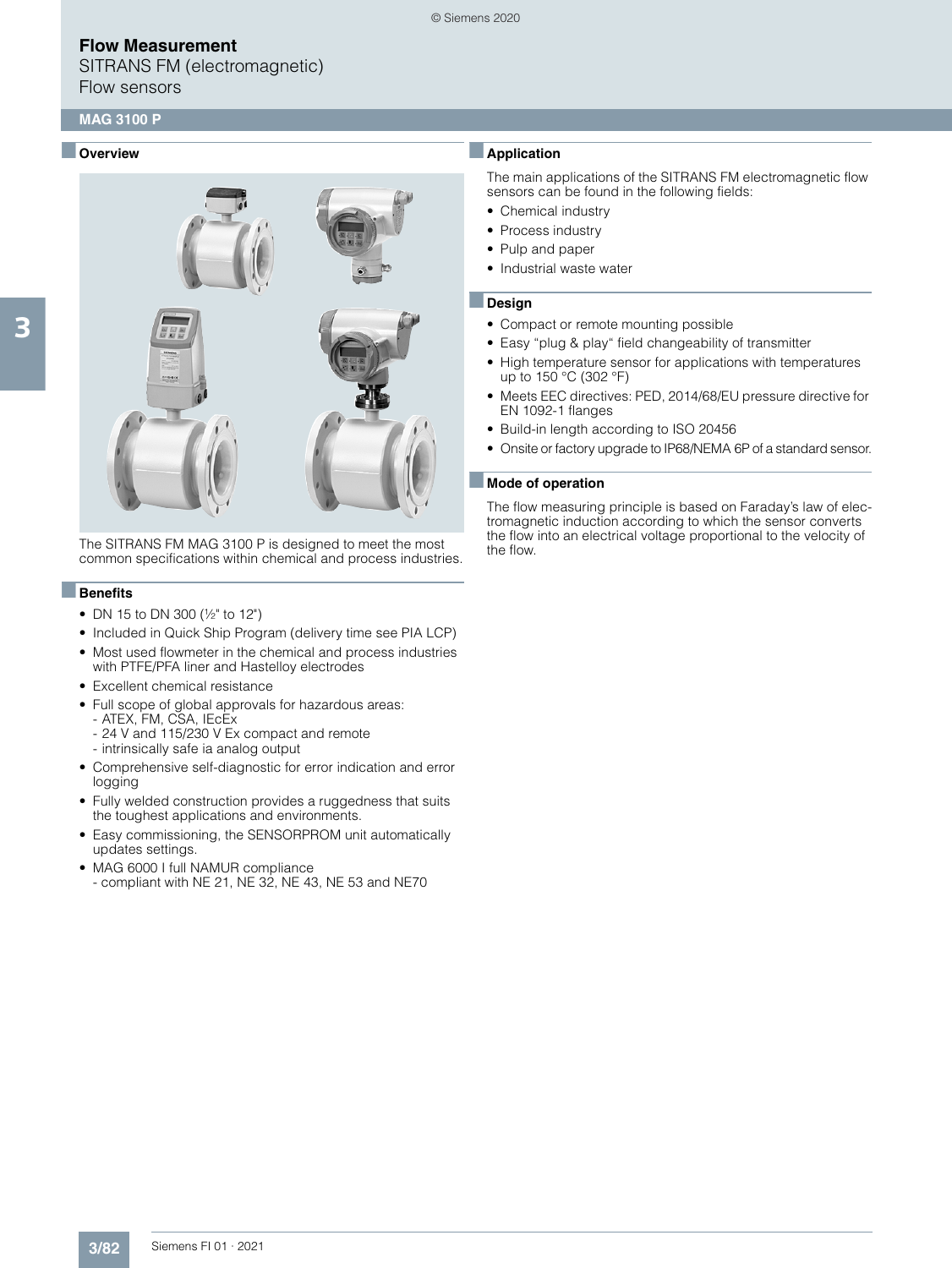# Flow Measurement

SITRANS FM (electromagnetic)

Flow sensors

## MAG 3100 P

### Overview

The SITRANS FM MAG 3100 P is designed to meet the most common specifications within chemical and process industries.

### Benefits

- DN 15 to DN 300 (½" to 12")
- Included in Quick Ship Program (delivery time see PIA LCP)
- Most used flowmeter in the chemical and process industries with PTFE/PFA liner and Hastelloy electrodes
- Excellent chemical resistance
- Full scope of global approvals for hazardous areas:
  - ATEX, FM, CSA, IEcEx
  - 24 V and 115/230 V Ex compact and remote
  - intrinsically safe ia analog output
- Comprehensive self-diagnostic for error indication and error logging
- Fully welded construction provides a ruggedness that suits the toughest applications and environments.
- Easy commissioning, the SENSORPROM unit automatically updates settings.
- MAG 6000 I full NAMUR compliance
  - compliant with NE 21, NE 32, NE 43, NE 53 and NE70

### Application

The main applications of the SITRANS FM electromagnetic flow sensors can be found in the following fields:

- Chemical industry
- Process industry
- Pulp and paper
- Industrial waste water

### Design

- Compact or remote mounting possible
- Easy "plug & play" field changeability of transmitter
- High temperature sensor for applications with temperatures up to 150 °C (302 °F)
- Meets EEC directives: PED, 2014/68/EU pressure directive for EN 1092-1 flanges
- Build-in length according to ISO 20456
- Onsite or factory upgrade to IP68/NEMA 6P of a standard sensor.

### Mode of operation

The flow measuring principle is based on Faraday's law of electromagnetic induction according to which the sensor converts the flow into an electrical voltage proportional to the velocity of the flow.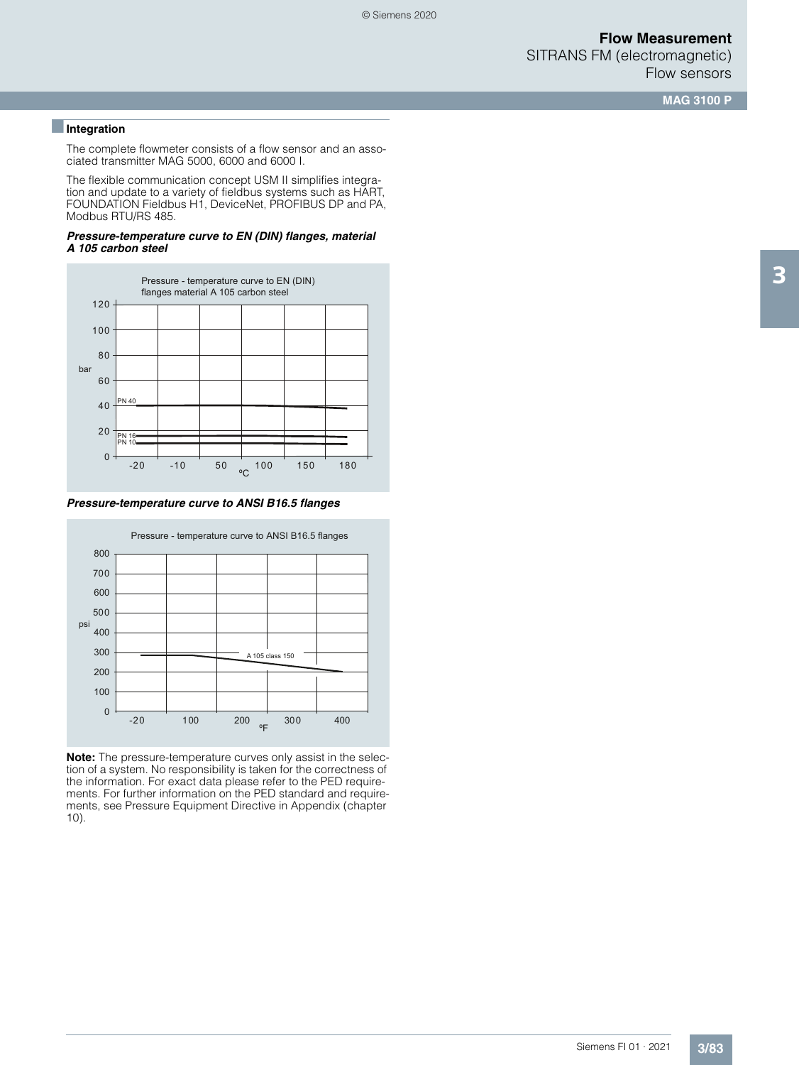## Integration

The complete flowmeter consists of a flow sensor and an associated transmitter MAG 5000, 6000 and 6000 I.

The flexible communication concept USM II simplifies integration and update to a variety of fieldbus systems such as HART, FOUNDATION Fieldbus H1, DeviceNet, PROFIBUS DP and PA, Modbus RTU/RS 485.

***Pressure-temperature curve to EN (DIN) flanges, material A 105 carbon steel***

Pressure - temperature curve to EN (DIN) flanges material A 105 carbon steel

***Pressure-temperature curve to ANSI B16.5 flanges***

Pressure - temperature curve to ANSI B16.5 flanges

**Note:** The pressure-temperature curves only assist in the selection of a system. No responsibility is taken for the correctness of the information. For exact data please refer to the PED requirements. For further information on the PED standard and requirements, see Pressure Equipment Directive in Appendix (chapter 10).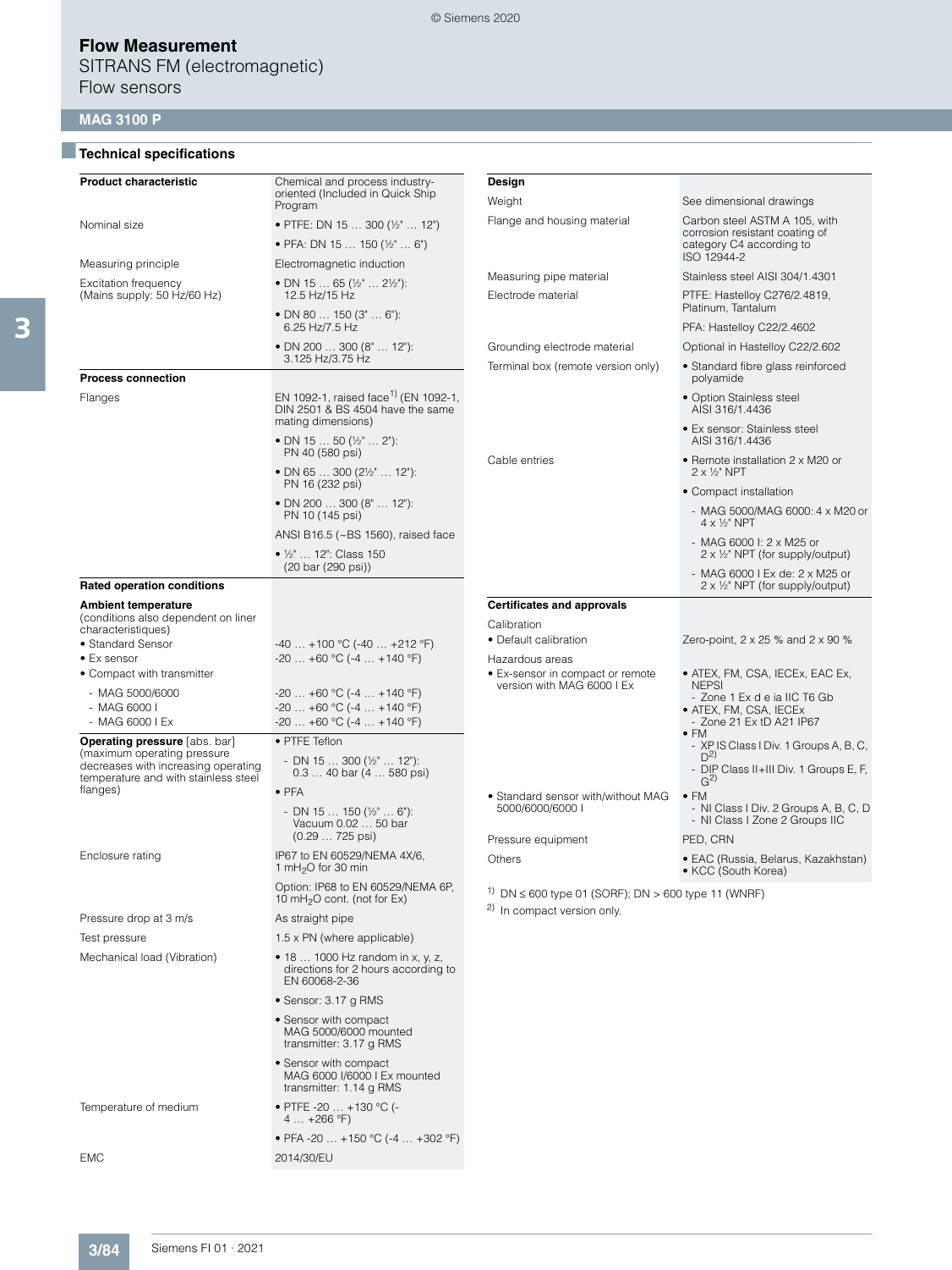## Flow Measurement

SITRANS FM (electromagnetic)

Flow sensors

### MAG 3100 P

### Technical specifications

| Product characteristic | Chemical and process industry-oriented (Included in Quick Ship Program |
|---|---|
| Nominal size | • PTFE: DN 15 … 300 (½" … 12")<br>• PFA: DN 15 … 150 (½" … 6") |
| Measuring principle | Electromagnetic induction |
| Excitation frequency (Mains supply: 50 Hz/60 Hz) | • DN 15 … 65 (½" … 2½"): 12.5 Hz/15 Hz<br>• DN 80 … 150 (3" … 6"): 6.25 Hz/7.5 Hz<br>• DN 200 … 300 (8" … 12"): 3.125 Hz/3.75 Hz |
| **Process connection** | |
| Flanges | EN 1092-1, raised face[1] (EN 1092-1, DIN 2501 & BS 4504 have the same mating dimensions)<br>• DN 15 … 50 (½" … 2"): PN 40 (580 psi)<br>• DN 65 … 300 (2½" … 12"): PN 16 (232 psi)<br>• DN 200 … 300 (8" … 12"): PN 10 (145 psi)<br>ANSI B16.5 (~BS 1560), raised face<br>• ½" … 12": Class 150 (20 bar (290 psi)) |
| **Rated operation conditions** | |
| **Ambient temperature** (conditions also dependent on liner characteristiques) | |
| • Standard Sensor | -40 … +100 °C (-40 … +212 °F) |
| • Ex sensor | -20 … +60 °C (-4 … +140 °F) |
| • Compact with transmitter | |
| - MAG 5000/6000 | -20 … +60 °C (-4 … +140 °F) |
| - MAG 6000 I | -20 … +60 °C (-4 … +140 °F) |
| - MAG 6000 I Ex | -20 … +60 °C (-4 … +140 °F) |
| **Operating pressure** [abs. bar] (maximum operating pressure decreases with increasing operating temperature and with stainless steel flanges) | • PTFE Teflon<br>- DN 15 … 300 (½" … 12"): 0.3 … 40 bar (4 … 580 psi)<br>• PFA<br>- DN 15 … 150 (½" … 6"): Vacuum 0.02 … 50 bar (0.29 … 725 psi) |
| Enclosure rating | IP67 to EN 60529/NEMA 4X/6, 1 m$H_2O$ for 30 min<br>Option: IP68 to EN 60529/NEMA 6P, 10 m$H_2O$ cont. (not for Ex) |
| Pressure drop at 3 m/s | As straight pipe |
| Test pressure | 1.5 x PN (where applicable) |
| Mechanical load (Vibration) | • 18 … 1000 Hz random in x, y, z, directions for 2 hours according to EN 60068-2-36<br>• Sensor: 3.17 g RMS<br>• Sensor with compact MAG 5000/6000 mounted transmitter: 3.17 g RMS<br>• Sensor with compact MAG 6000 I/6000 I Ex mounted transmitter: 1.14 g RMS |
| Temperature of medium | • PTFE -20 … +130 °C (-4 … +266 °F)<br>• PFA -20 … +150 °C (-4 … +302 °F) |
| EMC | 2014/30/EU |

| **Design** | |
|---|---|
| Weight | See dimensional drawings |
| Flange and housing material | Carbon steel ASTM A 105, with corrosion resistant coating of category C4 according to ISO 12944-2 |
| Measuring pipe material | Stainless steel AISI 304/1.4301 |
| Electrode material | PTFE: Hastelloy C276/2.4819, Platinum, Tantalum<br>PFA: Hastelloy C22/2.4602 |
| Grounding electrode material | Optional in Hastelloy C22/2.602 |
| Terminal box (remote version only) | • Standard fibre glass reinforced polyamide<br>• Option Stainless steel AISI 316/1.4436<br>• Ex sensor: Stainless steel AISI 316/1.4436 |
| Cable entries | • Remote installation 2 x M20 or 2 x ½" NPT<br>• Compact installation<br>- MAG 5000/MAG 6000: 4 x M20 or 4 x ½" NPT<br>- MAG 6000 I: 2 x M25 or 2 x ½" NPT (for supply/output)<br>- MAG 6000 I Ex de: 2 x M25 or 2 x ½" NPT (for supply/output) |
| **Certificates and approvals** | |
| Calibration | |
| • Default calibration | Zero-point, 2 x 25 % and 2 x 90 % |
| Hazardous areas | |
| • Ex-sensor in compact or remote version with MAG 6000 I Ex | • ATEX, FM, CSA, IECEx, EAC Ex, NEPSI<br>- Zone 1 Ex d e ia IIC T6 Gb<br>• ATEX, FM, CSA, IECEx<br>- Zone 21 Ex tD A21 IP67<br>• FM<br>- XP IS Class I Div. 1 Groups A, B, C, D[2]<br>- DIP Class II+III Div. 1 Groups E, F, G[2] |
| • Standard sensor with/without MAG 5000/6000/6000 I | • FM<br>- NI Class I Div. 2 Groups A, B, C, D<br>- NI Class I Zone 2 Groups IIC |
| Pressure equipment | PED, CRN |
| Others | • EAC (Russia, Belarus, Kazakhstan)<br>• KCC (South Korea) |

[1] DN ≤ 600 type 01 (SORF); DN > 600 type 11 (WNRF)

[2] In compact version only.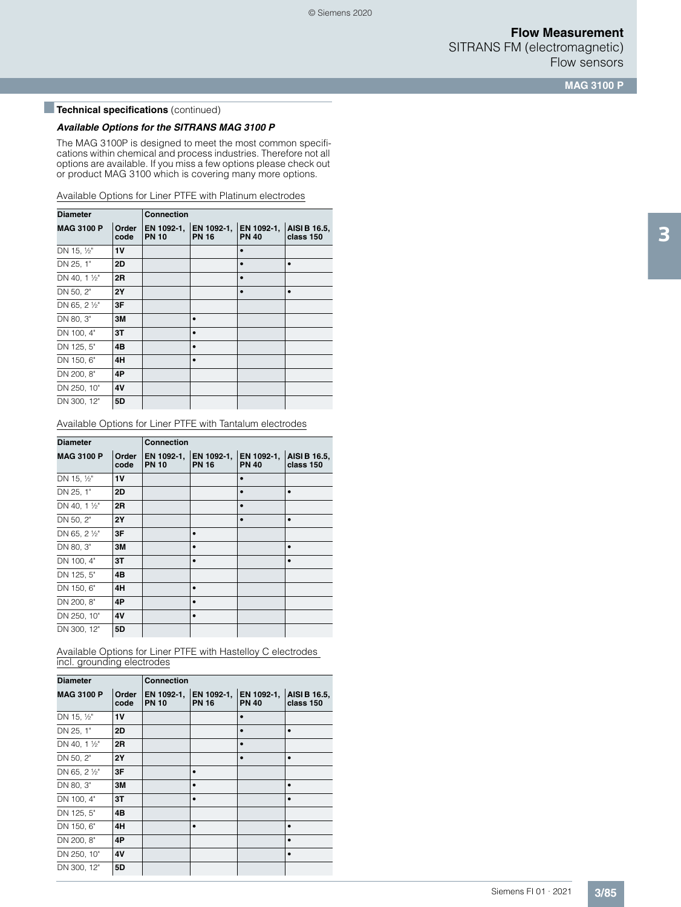## Technical specifications (continued)

### *Available Options for the SITRANS MAG 3100 P*

The MAG 3100P is designed to meet the most common specifications within chemical and process industries. Therefore not all options are available. If you miss a few options please check out or product MAG 3100 which is covering many more options.

Available Options for Liner PTFE with Platinum electrodes

| Diameter | | Connection | | | |
|---|---|---|---|---|---|
| **MAG 3100 P** | **Order code** | **EN 1092-1, PN 10** | **EN 1092-1, PN 16** | **EN 1092-1, PN 40** | **AISI B 16.5, class 150** |
| DN 15, ½" | **1V** | | | • | |
| DN 25, 1" | **2D** | | | • | • |
| DN 40, 1 ½" | **2R** | | | • | |
| DN 50, 2" | **2Y** | | | • | • |
| DN 65, 2 ½" | **3F** | | | | |
| DN 80, 3" | **3M** | | • | | |
| DN 100, 4" | **3T** | | • | | |
| DN 125, 5" | **4B** | | • | | |
| DN 150, 6" | **4H** | | • | | |
| DN 200, 8" | **4P** | | | | |
| DN 250, 10" | **4V** | | | | |
| DN 300, 12" | **5D** | | | | |

Available Options for Liner PTFE with Tantalum electrodes

| Diameter | | Connection | | | |
|---|---|---|---|---|---|
| **MAG 3100 P** | **Order code** | **EN 1092-1, PN 10** | **EN 1092-1, PN 16** | **EN 1092-1, PN 40** | **AISI B 16.5, class 150** |
| DN 15, ½" | **1V** | | | • | |
| DN 25, 1" | **2D** | | | • | • |
| DN 40, 1 ½" | **2R** | | | • | |
| DN 50, 2" | **2Y** | | | • | • |
| DN 65, 2 ½" | **3F** | | • | | |
| DN 80, 3" | **3M** | | • | | • |
| DN 100, 4" | **3T** | | • | | • |
| DN 125, 5" | **4B** | | | | |
| DN 150, 6" | **4H** | | • | | |
| DN 200, 8" | **4P** | | • | | |
| DN 250, 10" | **4V** | | • | | |
| DN 300, 12" | **5D** | | | | |

Available Options for Liner PTFE with Hastelloy C electrodes incl. grounding electrodes

| Diameter | | Connection | | | |
|---|---|---|---|---|---|
| **MAG 3100 P** | **Order code** | **EN 1092-1, PN 10** | **EN 1092-1, PN 16** | **EN 1092-1, PN 40** | **AISI B 16.5, class 150** |
| DN 15, ½" | **1V** | | | • | |
| DN 25, 1" | **2D** | | | • | • |
| DN 40, 1 ½" | **2R** | | | • | |
| DN 50, 2" | **2Y** | | | • | • |
| DN 65, 2 ½" | **3F** | | • | | |
| DN 80, 3" | **3M** | | • | | • |
| DN 100, 4" | **3T** | | • | | • |
| DN 125, 5" | **4B** | | | | |
| DN 150, 6" | **4H** | | • | | • |
| DN 200, 8" | **4P** | | | | • |
| DN 250, 10" | **4V** | | | | • |
| DN 300, 12" | **5D** | | | | |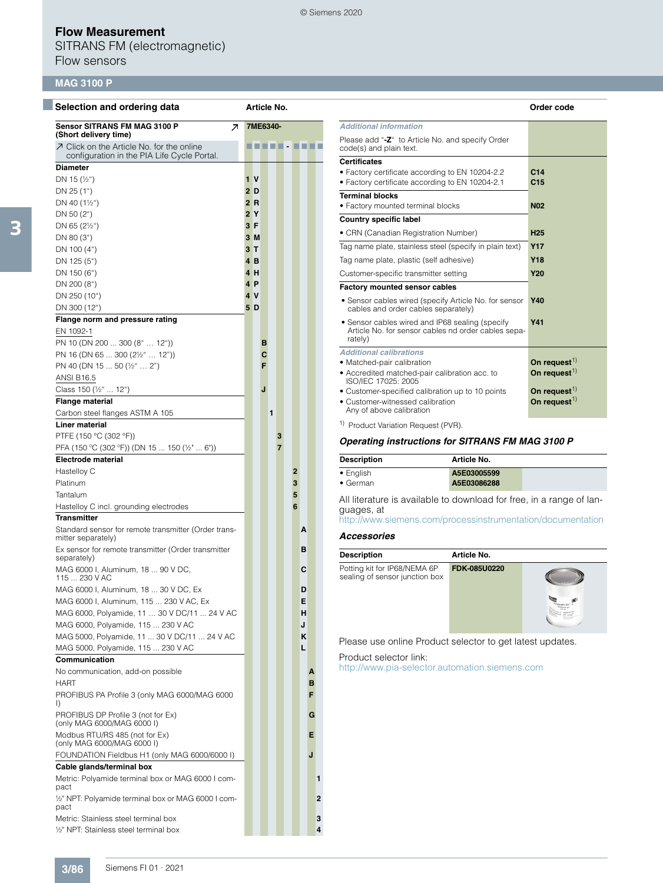# Flow Measurement

SITRANS FM (electromagnetic)
Flow sensors

## MAG 3100 P

### Selection and ordering data

| Selection and ordering data | Article No. |
|---|---|
| **Sensor SITRANS FM MAG 3100 P (Short delivery time)** | **7ME6340-** |
| ↗ Click on the Article No. for the online configuration in the PIA Life Cycle Portal. | ■■■■■ - ■■■■ |
| **Diameter** | |
| DN 15 (½") | 1 V |
| DN 25 (1") | 2 D |
| DN 40 (1½") | 2 R |
| DN 50 (2") | 2 Y |
| DN 65 (2½") | 3 F |
| DN 80 (3") | 3 M |
| DN 100 (4") | 3 T |
| DN 125 (5") | 4 B |
| DN 150 (6") | 4 H |
| DN 200 (8") | 4 P |
| DN 250 (10") | 4 V |
| DN 300 (12") | 5 D |
| **Flange norm and pressure rating** | |
| EN 1092-1 | |
| PN 10 (DN 200 ... 300 (8" … 12")) | B |
| PN 16 (DN 65 ... 300 (2½" … 12")) | C |
| PN 40 (DN 15 ... 50 (½" … 2") | F |
| ANSI B16.5 | |
| Class 150 (½" ... 12") | J |
| **Flange material** | |
| Carbon steel flanges ASTM A 105 | 1 |
| **Liner material** | |
| PTFE (150 °C (302 °F)) | 3 |
| PFA (150 °C (302 °F)) (DN 15 ... 150 (½" ... 6")) | 7 |
| **Electrode material** | |
| Hastelloy C | 2 |
| Platinum | 3 |
| Tantalum | 5 |
| Hastelloy C incl. grounding electrodes | 6 |
| **Transmitter** | |
| Standard sensor for remote transmitter (Order transmitter separately) | A |
| Ex sensor for remote transmitter (Order transmitter separately) | B |
| MAG 6000 I, Aluminum, 18 ... 90 V DC, 115 ... 230 V AC | C |
| MAG 6000 I, Aluminum, 18 ... 30 V DC, Ex | D |
| MAG 6000 I, Aluminum, 115 ... 230 V AC, Ex | E |
| MAG 6000, Polyamide, 11 ... 30 V DC/11 ... 24 V AC | H |
| MAG 6000, Polyamide, 115 ... 230 V AC | J |
| MAG 5000, Polyamide, 11 ... 30 V DC/11 ... 24 V AC | K |
| MAG 5000, Polyamide, 115 ... 230 V AC | L |
| **Communication** | |
| No communication, add-on possible | A |
| HART | B |
| PROFIBUS PA Profile 3 (only MAG 6000/MAG 6000 I) | F |
| PROFIBUS DP Profile 3 (not for Ex) (only MAG 6000/MAG 6000 I) | G |
| Modbus RTU/RS 485 (not for Ex) (only MAG 6000/MAG 6000 I) | E |
| FOUNDATION Fieldbus H1 (only MAG 6000/6000 I) | J |
| **Cable glands/terminal box** | |
| Metric: Polyamide terminal box or MAG 6000 I compact | 1 |
| ½" NPT: Polyamide terminal box or MAG 6000 I compact | 2 |
| Metric: Stainless steel terminal box | 3 |
| ½" NPT: Stainless steel terminal box | 4 |

| Selection and ordering data | Order code |
|---|---|
| *Additional information* | |
| Please add "**-Z**" to Article No. and specify Order code(s) and plain text. | |
| **Certificates** | |
| • Factory certificate according to EN 10204-2.2 | C14 |
| • Factory certificate according to EN 10204-2.1 | C15 |
| **Terminal blocks** | |
| • Factory mounted terminal blocks | N02 |
| **Country specific label** | |
| • CRN (Canadian Registration Number) | H25 |
| Tag name plate, stainless steel (specify in plain text) | Y17 |
| Tag name plate, plastic (self adhesive) | Y18 |
| Customer-specific transmitter setting | Y20 |
| **Factory mounted sensor cables** | |
| • Sensor cables wired (specify Article No. for sensor cables and order cables separately) | Y40 |
| • Sensor cables wired and IP68 sealing (specify Article No. for sensor cables nd order cables separately) | Y41 |
| *Additional calibrations* | |
| • Matched-pair calibration | On request[1] |
| • Accredited matched-pair calibration acc. to ISO/IEC 17025: 2005 | On request[1] |
| • Customer-specified calibration up to 10 points | On request[1] |
| • Customer-witnessed calibration Any of above calibration | On request[1] |

[1] Product Variation Request (PVR).

### *Operating instructions for SITRANS FM MAG 3100 P*

| Description | Article No. |
|---|---|
| • English | A5E03005599 |
| • German | A5E03086288 |

All literature is available to download for free, in a range of languages, at
http://www.siemens.com/processinstrumentation/documentation

### *Accessories*

| Description | Article No. |
|---|---|
| Potting kit for IP68/NEMA 6P sealing of sensor junction box | FDK-085U0220 |

Please use online Product selector to get latest updates.

Product selector link:
http://www.pia-selector.automation.siemens.com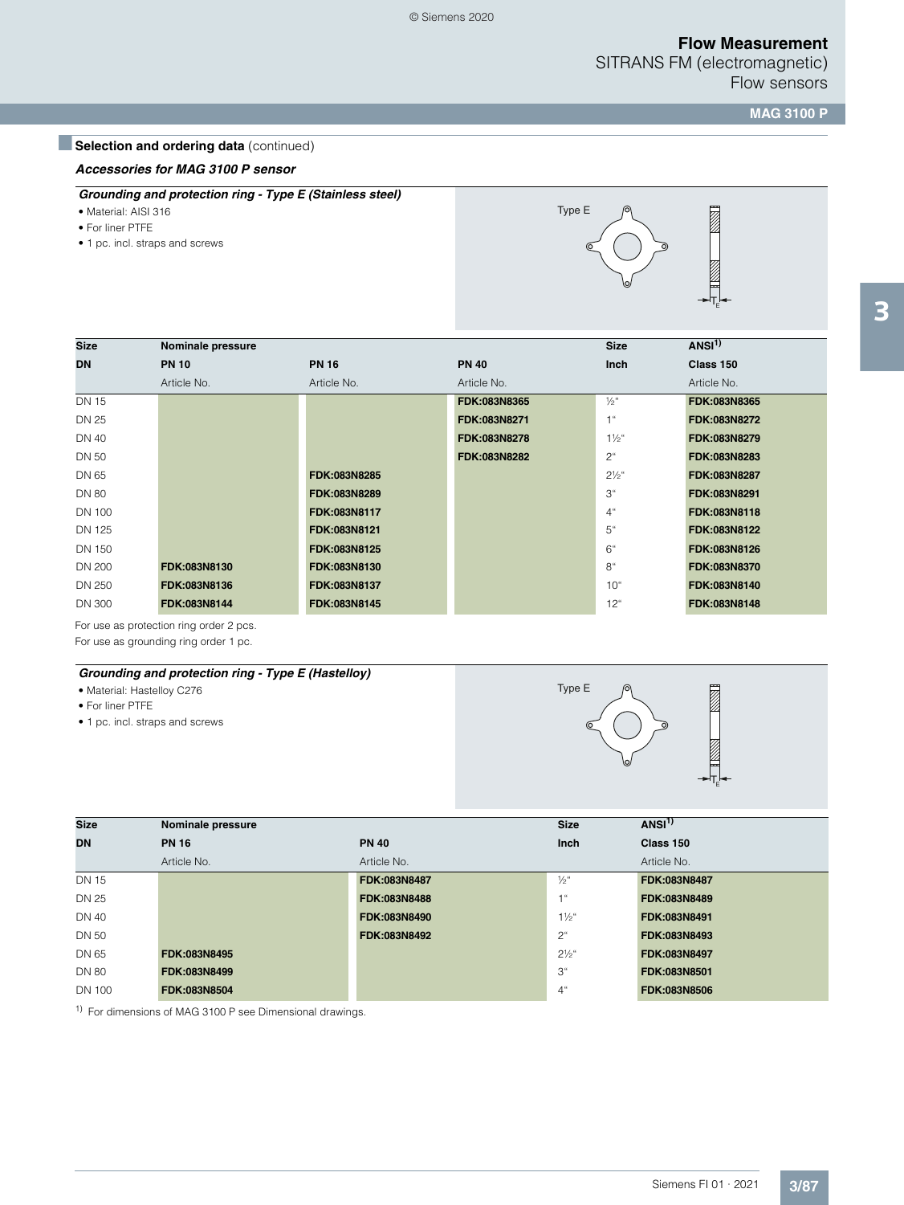## Selection and ordering data (continued)

### *Accessories for MAG 3100 P sensor*

#### *Grounding and protection ring - Type E (Stainless steel)*

- Material: AISI 316
- For liner PTFE
- 1 pc. incl. straps and screws

Type E

$T_E$

| Size | Nominale pressure | | | Size | ANSI[1] |
|---|---|---|---|---|---|
| DN | PN 10 | PN 16 | PN 40 | Inch | Class 150 |
| | Article No. | Article No. | Article No. | | Article No. |
| DN 15 | | | FDK:083N8365 | ½" | FDK:083N8365 |
| DN 25 | | | FDK:083N8271 | 1" | FDK:083N8272 |
| DN 40 | | | FDK:083N8278 | 1½" | FDK:083N8279 |
| DN 50 | | | FDK:083N8282 | 2" | FDK:083N8283 |
| DN 65 | | FDK:083N8285 | | 2½" | FDK:083N8287 |
| DN 80 | | FDK:083N8289 | | 3" | FDK:083N8291 |
| DN 100 | | FDK:083N8117 | | 4" | FDK:083N8118 |
| DN 125 | | FDK:083N8121 | | 5" | FDK:083N8122 |
| DN 150 | | FDK:083N8125 | | 6" | FDK:083N8126 |
| DN 200 | FDK:083N8130 | FDK:083N8130 | | 8" | FDK:083N8370 |
| DN 250 | FDK:083N8136 | FDK:083N8137 | | 10" | FDK:083N8140 |
| DN 300 | FDK:083N8144 | FDK:083N8145 | | 12" | FDK:083N8148 |

For use as protection ring order 2 pcs.
For use as grounding ring order 1 pc.

#### *Grounding and protection ring - Type E (Hastelloy)*

- Material: Hastelloy C276
- For liner PTFE
- 1 pc. incl. straps and screws

Type E

$T_E$

| Size | Nominale pressure | | Size | ANSI[1] |
|---|---|---|---|---|
| DN | PN 16 | PN 40 | Inch | Class 150 |
| | Article No. | Article No. | | Article No. |
| DN 15 | | FDK:083N8487 | ½" | FDK:083N8487 |
| DN 25 | | FDK:083N8488 | 1" | FDK:083N8489 |
| DN 40 | | FDK:083N8490 | 1½" | FDK:083N8491 |
| DN 50 | | FDK:083N8492 | 2" | FDK:083N8493 |
| DN 65 | FDK:083N8495 | | 2½" | FDK:083N8497 |
| DN 80 | FDK:083N8499 | | 3" | FDK:083N8501 |
| DN 100 | FDK:083N8504 | | 4" | FDK:083N8506 |

[1] For dimensions of MAG 3100 P see Dimensional drawings.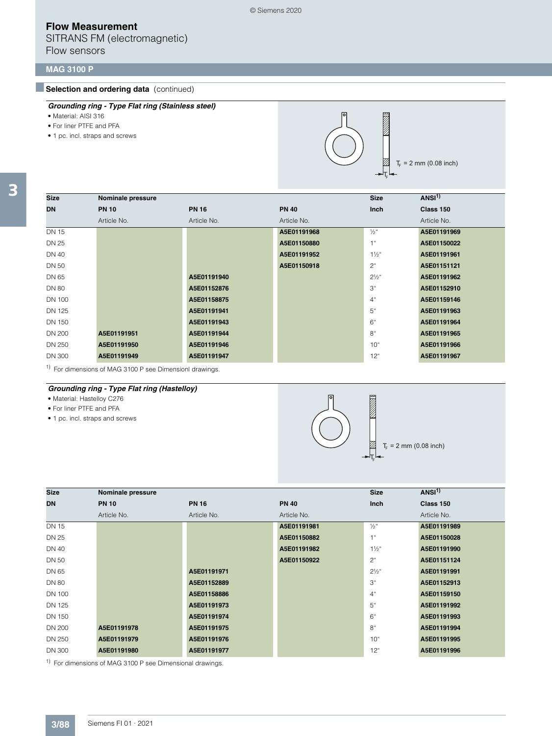## Selection and ordering data (continued)

### *Grounding ring - Type Flat ring (Stainless steel)*

- Material: AISI 316
- For liner PTFE and PFA
- 1 pc. incl. straps and screws

$T_F$ = 2 mm (0.08 inch)

| Size | Nominale pressure | | | Size | ANSI[1] |
|---|---|---|---|---|---|
| DN | PN 10 | PN 16 | PN 40 | Inch | Class 150 |
| | Article No. | Article No. | Article No. | | Article No. |
| DN 15 | | | A5E01191968 | ½" | A5E01191969 |
| DN 25 | | | A5E01150880 | 1" | A5E01150022 |
| DN 40 | | | A5E01191952 | 1½" | A5E01191961 |
| DN 50 | | | A5E01150918 | 2" | A5E01151121 |
| DN 65 | | A5E01191940 | | 2½" | A5E01191962 |
| DN 80 | | A5E01152876 | | 3" | A5E01152910 |
| DN 100 | | A5E01158875 | | 4" | A5E01159146 |
| DN 125 | | A5E01191941 | | 5" | A5E01191963 |
| DN 150 | | A5E01191943 | | 6" | A5E01191964 |
| DN 200 | A5E01191951 | A5E01191944 | | 8" | A5E01191965 |
| DN 250 | A5E01191950 | A5E01191946 | | 10" | A5E01191966 |
| DN 300 | A5E01191949 | A5E01191947 | | 12" | A5E01191967 |

[1] For dimensions of MAG 3100 P see Dimensionl drawings.

### *Grounding ring - Type Flat ring (Hastelloy)*

- Material: Hastelloy C276
- For liner PTFE and PFA
- 1 pc. incl. straps and screws

$T_F$ = 2 mm (0.08 inch)

| Size | Nominale pressure | | | Size | ANSI[1] |
|---|---|---|---|---|---|
| DN | PN 10 | PN 16 | PN 40 | Inch | Class 150 |
| | Article No. | Article No. | Article No. | | Article No. |
| DN 15 | | | A5E01191981 | ½" | A5E01191989 |
| DN 25 | | | A5E01150882 | 1" | A5E01150028 |
| DN 40 | | | A5E01191982 | 1½" | A5E01191990 |
| DN 50 | | | A5E01150922 | 2" | A5E01151124 |
| DN 65 | | A5E01191971 | | 2½" | A5E01191991 |
| DN 80 | | A5E01152889 | | 3" | A5E01152913 |
| DN 100 | | A5E01158886 | | 4" | A5E01159150 |
| DN 125 | | A5E01191973 | | 5" | A5E01191992 |
| DN 150 | | A5E01191974 | | 6" | A5E01191993 |
| DN 200 | A5E01191978 | A5E01191975 | | 8" | A5E01191994 |
| DN 250 | A5E01191979 | A5E01191976 | | 10" | A5E01191995 |
| DN 300 | A5E01191980 | A5E01191977 | | 12" | A5E01191996 |

[1] For dimensions of MAG 3100 P see Dimensional drawings.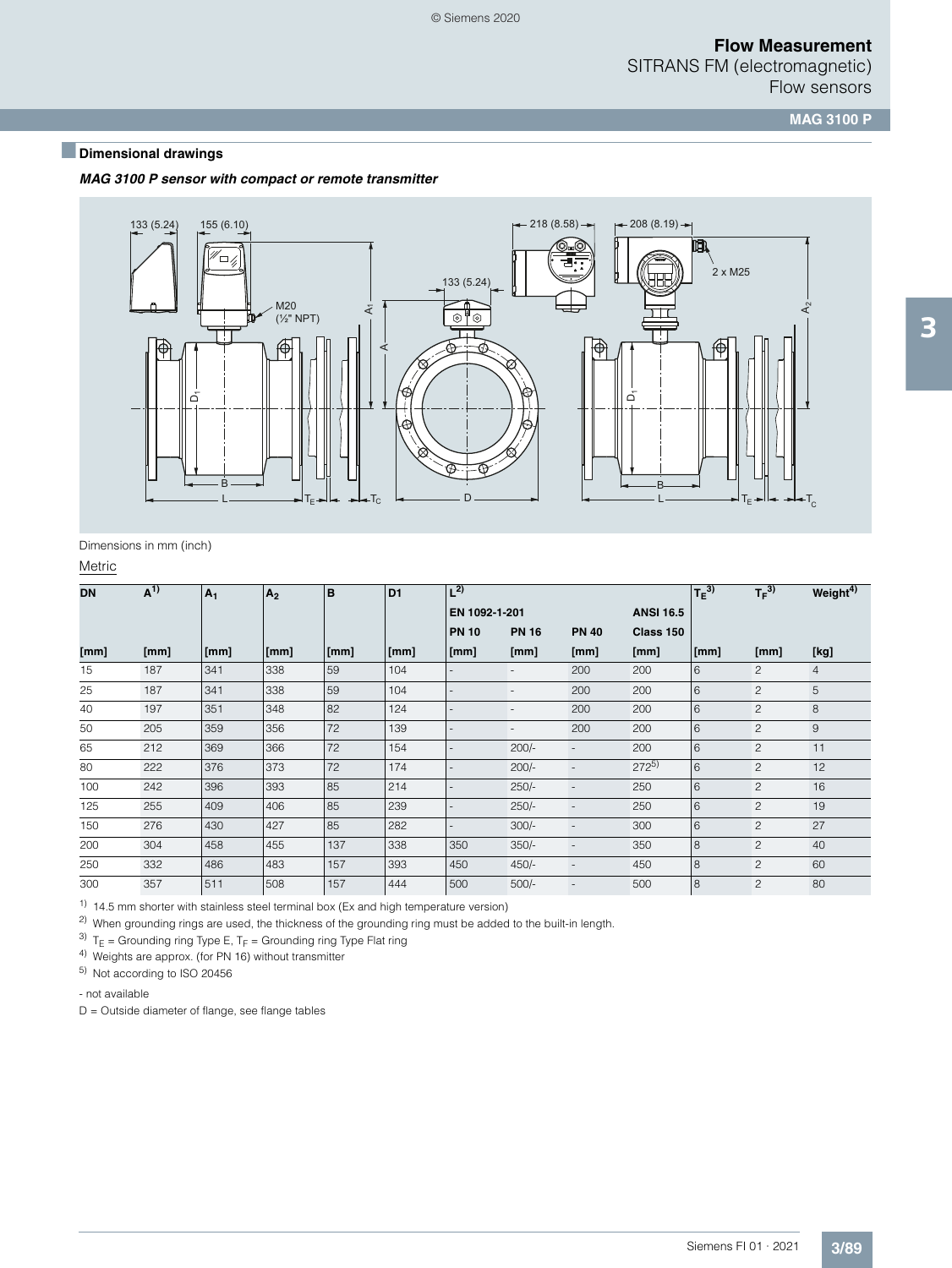## Dimensional drawings

***MAG 3100 P sensor with compact or remote transmitter***

Dimensions in mm (inch)

Metric

| DN | A[1] | $A_1$ | $A_2$ | B | D1 | L[2] | | | | $T_E$[3] | $T_F$[3] | Weight[4] |
|---|---|---|---|---|---|---|---|---|---|---|---|---|
| | | | | | | EN 1092-1-201 | | | ANSI 16.5 | | | |
| | | | | | | PN 10 | PN 16 | PN 40 | Class 150 | | | |
| [mm] | [mm] | [mm] | [mm] | [mm] | [mm] | [mm] | [mm] | [mm] | [mm] | [mm] | [mm] | [kg] |
| 15 | 187 | 341 | 338 | 59 | 104 | - | - | 200 | 200 | 6 | 2 | 4 |
| 25 | 187 | 341 | 338 | 59 | 104 | - | - | 200 | 200 | 6 | 2 | 5 |
| 40 | 197 | 351 | 348 | 82 | 124 | - | - | 200 | 200 | 6 | 2 | 8 |
| 50 | 205 | 359 | 356 | 72 | 139 | - | - | 200 | 200 | 6 | 2 | 9 |
| 65 | 212 | 369 | 366 | 72 | 154 | - | 200/- | - | 200 | 6 | 2 | 11 |
| 80 | 222 | 376 | 373 | 72 | 174 | - | 200/- | - | 272[5] | 6 | 2 | 12 |
| 100 | 242 | 396 | 393 | 85 | 214 | - | 250/- | - | 250 | 6 | 2 | 16 |
| 125 | 255 | 409 | 406 | 85 | 239 | - | 250/- | - | 250 | 6 | 2 | 19 |
| 150 | 276 | 430 | 427 | 85 | 282 | - | 300/- | - | 300 | 6 | 2 | 27 |
| 200 | 304 | 458 | 455 | 137 | 338 | 350 | 350/- | - | 350 | 8 | 2 | 40 |
| 250 | 332 | 486 | 483 | 157 | 393 | 450 | 450/- | - | 450 | 8 | 2 | 60 |
| 300 | 357 | 511 | 508 | 157 | 444 | 500 | 500/- | - | 500 | 8 | 2 | 80 |

[1] 14.5 mm shorter with stainless steel terminal box (Ex and high temperature version)

[2] When grounding rings are used, the thickness of the grounding ring must be added to the built-in length.

[3] $T_E$ = Grounding ring Type E, $T_F$ = Grounding ring Type Flat ring

[4] Weights are approx. (for PN 16) without transmitter

[5] Not according to ISO 20456

- not available

D = Outside diameter of flange, see flange tables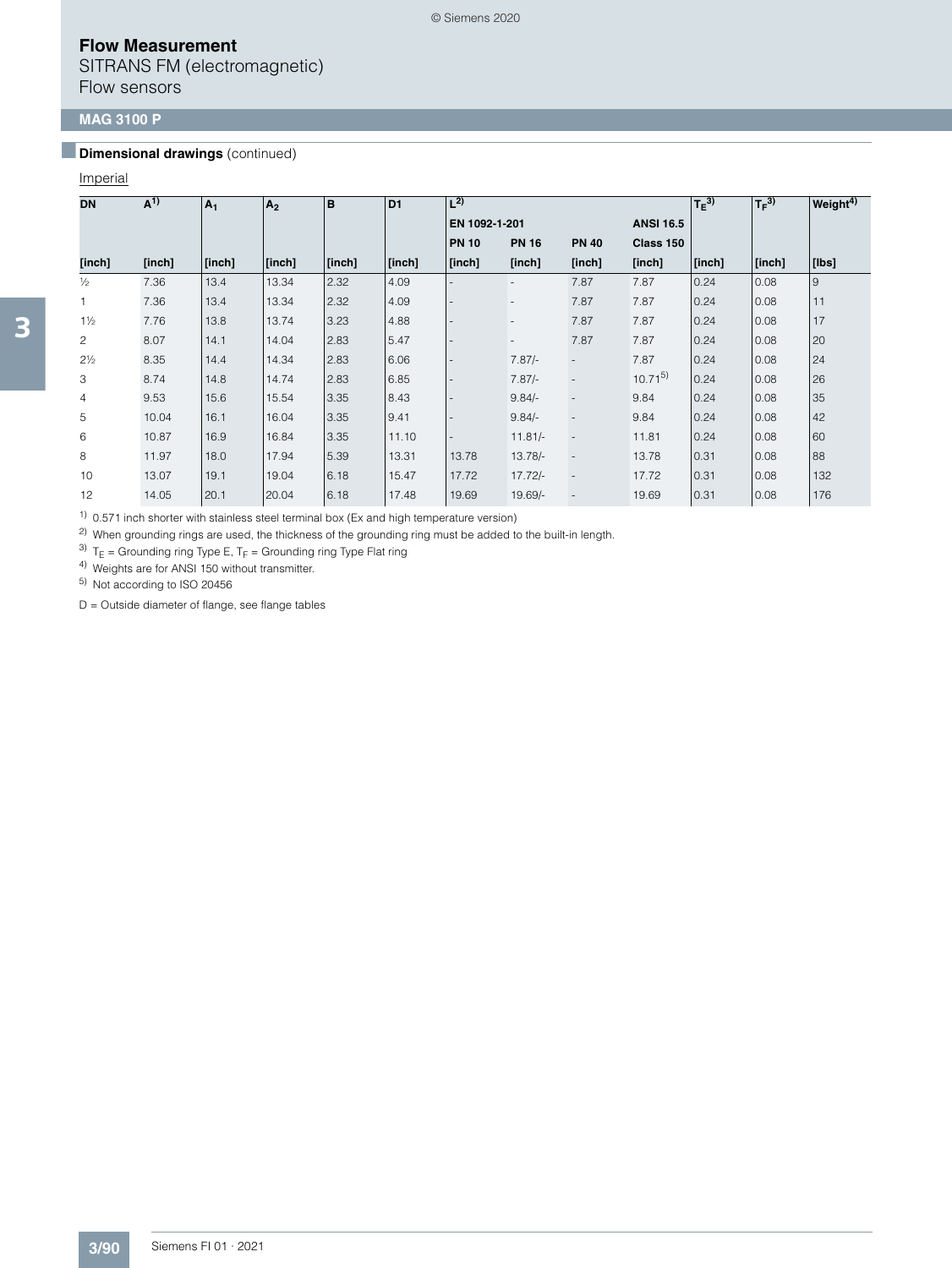# Flow Measurement

SITRANS FM (electromagnetic)
Flow sensors

## MAG 3100 P

### Dimensional drawings (continued)

Imperial

| DN | A[1)] | $A_1$ | $A_2$ | B | D1 | L[2)] | | | | $T_E$[3)] | $T_F$[3)] | Weight[4)] |
|---|---|---|---|---|---|---|---|---|---|---|---|---|
| | | | | | | EN 1092-1-201 | | | ANSI 16.5 | | | |
| | | | | | | PN 10 | PN 16 | PN 40 | Class 150 | | | |
| [inch] | [inch] | [inch] | [inch] | [inch] | [inch] | [inch] | [inch] | [inch] | [inch] | [inch] | [inch] | [lbs] |
| ½ | 7.36 | 13.4 | 13.34 | 2.32 | 4.09 | - | - | 7.87 | 7.87 | 0.24 | 0.08 | 9 |
| 1 | 7.36 | 13.4 | 13.34 | 2.32 | 4.09 | - | - | 7.87 | 7.87 | 0.24 | 0.08 | 11 |
| 1½ | 7.76 | 13.8 | 13.74 | 3.23 | 4.88 | - | - | 7.87 | 7.87 | 0.24 | 0.08 | 17 |
| 2 | 8.07 | 14.1 | 14.04 | 2.83 | 5.47 | - | - | 7.87 | 7.87 | 0.24 | 0.08 | 20 |
| 2½ | 8.35 | 14.4 | 14.34 | 2.83 | 6.06 | - | 7.87/- | - | 7.87 | 0.24 | 0.08 | 24 |
| 3 | 8.74 | 14.8 | 14.74 | 2.83 | 6.85 | - | 7.87/- | - | 10.71[5)] | 0.24 | 0.08 | 26 |
| 4 | 9.53 | 15.6 | 15.54 | 3.35 | 8.43 | - | 9.84/- | - | 9.84 | 0.24 | 0.08 | 35 |
| 5 | 10.04 | 16.1 | 16.04 | 3.35 | 9.41 | - | 9.84/- | - | 9.84 | 0.24 | 0.08 | 42 |
| 6 | 10.87 | 16.9 | 16.84 | 3.35 | 11.10 | - | 11.81/- | - | 11.81 | 0.24 | 0.08 | 60 |
| 8 | 11.97 | 18.0 | 17.94 | 5.39 | 13.31 | 13.78 | 13.78/- | - | 13.78 | 0.31 | 0.08 | 88 |
| 10 | 13.07 | 19.1 | 19.04 | 6.18 | 15.47 | 17.72 | 17.72/- | - | 17.72 | 0.31 | 0.08 | 132 |
| 12 | 14.05 | 20.1 | 20.04 | 6.18 | 17.48 | 19.69 | 19.69/- | - | 19.69 | 0.31 | 0.08 | 176 |

[1)] 0.571 inch shorter with stainless steel terminal box (Ex and high temperature version)

[2)] When grounding rings are used, the thickness of the grounding ring must be added to the built-in length.

[3)] $T_E$ = Grounding ring Type E, $T_F$ = Grounding ring Type Flat ring

[4)] Weights are for ANSI 150 without transmitter.

[5)] Not according to ISO 20456

D = Outside diameter of flange, see flange tables